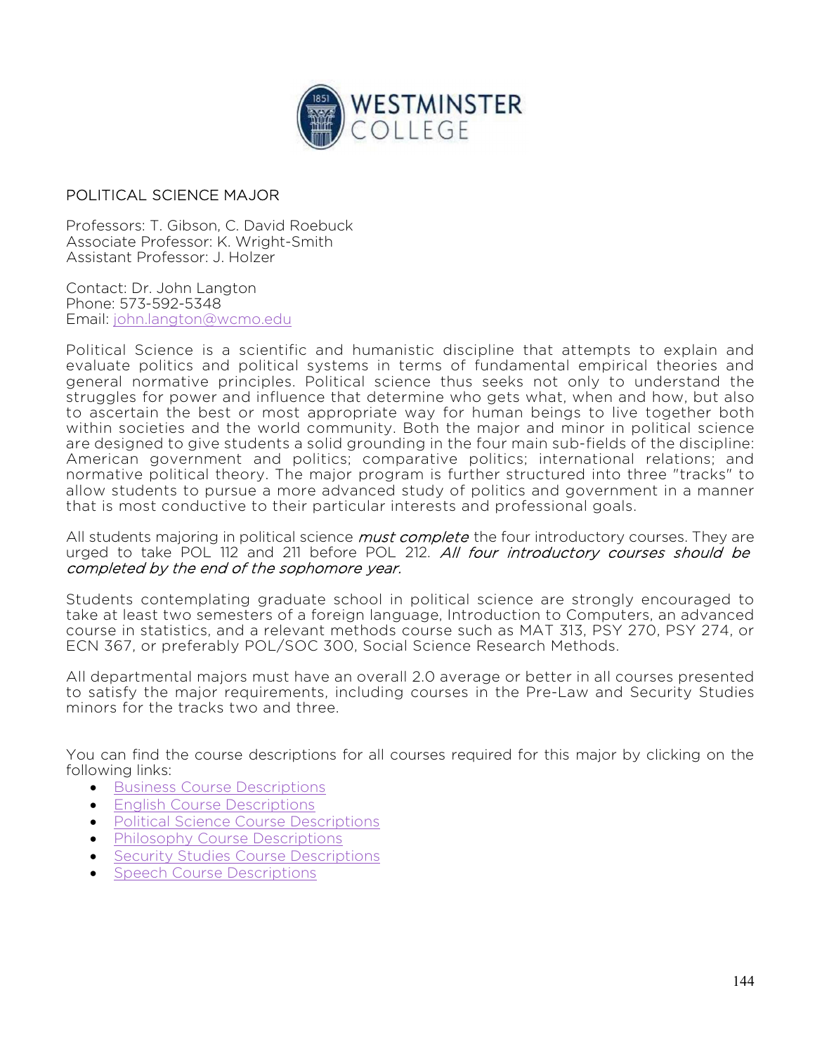# POLITICAL SCIENCE MAJOR

Professors: T. Gibson, C. David Roebuck
Associate Professor: K. Wright-Smith
Assistant Professor: J. Holzer

Contact: Dr. John Langton
Phone: 573-592-5348
Email: john.langton@wcmo.edu

Political Science is a scientific and humanistic discipline that attempts to explain and evaluate politics and political systems in terms of fundamental empirical theories and general normative principles. Political science thus seeks not only to understand the struggles for power and influence that determine who gets what, when and how, but also to ascertain the best or most appropriate way for human beings to live together both within societies and the world community. Both the major and minor in political science are designed to give students a solid grounding in the four main sub-fields of the discipline: American government and politics; comparative politics; international relations; and normative political theory. The major program is further structured into three "tracks" to allow students to pursue a more advanced study of politics and government in a manner that is most conductive to their particular interests and professional goals.

All students majoring in political science *must complete* the four introductory courses. They are urged to take POL 112 and 211 before POL 212. *All four introductory courses should be completed by the end of the sophomore year.*

Students contemplating graduate school in political science are strongly encouraged to take at least two semesters of a foreign language, Introduction to Computers, an advanced course in statistics, and a relevant methods course such as MAT 313, PSY 270, PSY 274, or ECN 367, or preferably POL/SOC 300, Social Science Research Methods.

All departmental majors must have an overall 2.0 average or better in all courses presented to satisfy the major requirements, including courses in the Pre-Law and Security Studies minors for the tracks two and three.

You can find the course descriptions for all courses required for this major by clicking on the following links:

- Business Course Descriptions
- English Course Descriptions
- Political Science Course Descriptions
- Philosophy Course Descriptions
- Security Studies Course Descriptions
- Speech Course Descriptions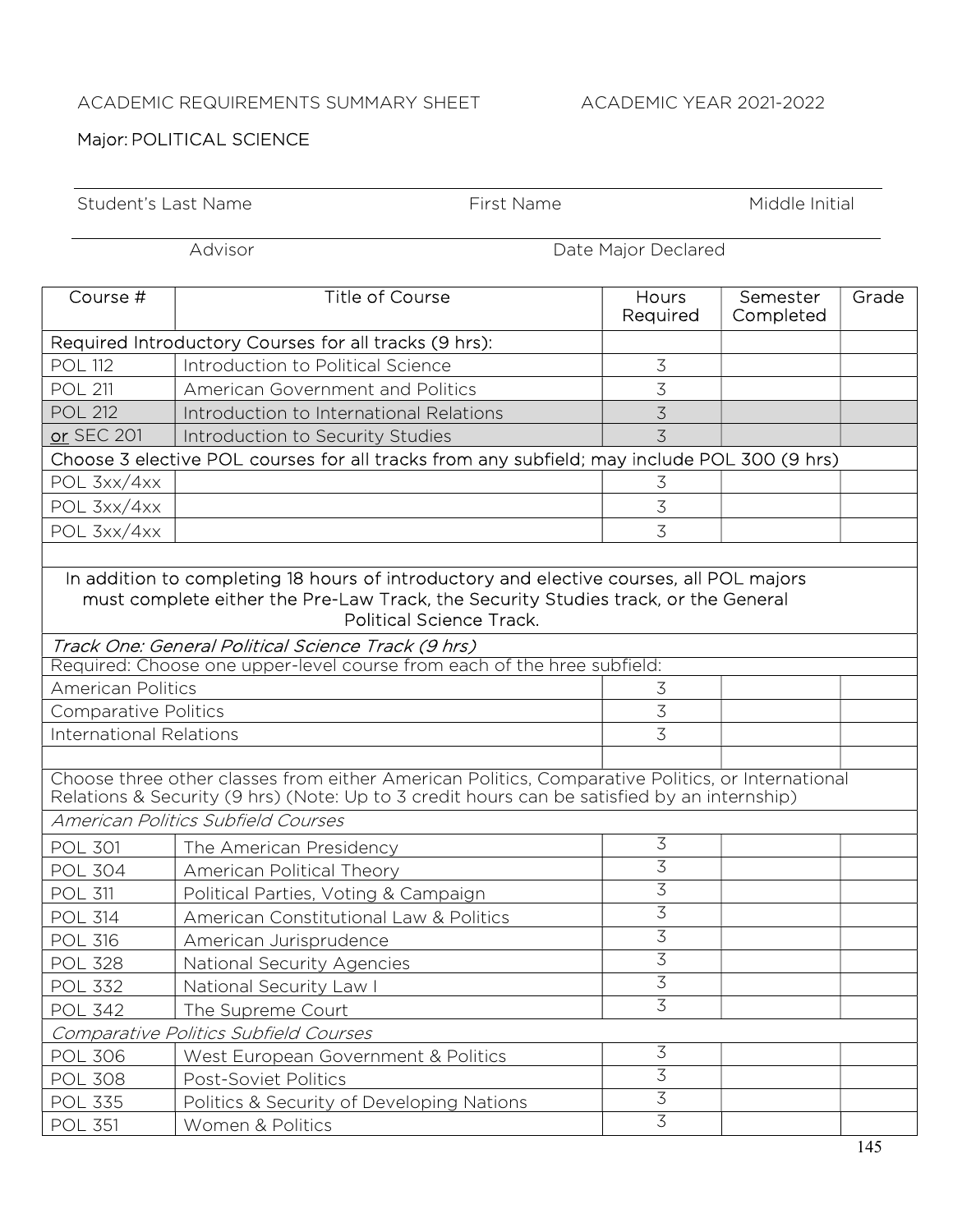ACADEMIC REQUIREMENTS SUMMARY SHEET ACADEMIC YEAR 2021-2022

Major: POLITICAL SCIENCE

Student's Last Name First Name Middle Initial

Advisor Date Major Declared

| Course # | Title of Course | Hours Required | Semester Completed | Grade |
|---|---|---|---|---|
| Required Introductory Courses for all tracks (9 hrs): | | | | |
| POL 112 | Introduction to Political Science | 3 | | |
| POL 211 | American Government and Politics | 3 | | |
| POL 212 | Introduction to International Relations | 3 | | |
| or SEC 201 | Introduction to Security Studies | 3 | | |
| Choose 3 elective POL courses for all tracks from any subfield; may include POL 300 (9 hrs) | | | | |
| POL 3xx/4xx | | 3 | | |
| POL 3xx/4xx | | 3 | | |
| POL 3xx/4xx | | 3 | | |
| | | | | |
| In addition to completing 18 hours of introductory and elective courses, all POL majors must complete either the Pre-Law Track, the Security Studies track, or the General Political Science Track. | | | | |
| *Track One: General Political Science Track (9 hrs)* | | | | |
| Required: Choose one upper-level course from each of the hree subfield: | | | | |
| American Politics | | 3 | | |
| Comparative Politics | | 3 | | |
| International Relations | | 3 | | |
| | | | | |
| Choose three other classes from either American Politics, Comparative Politics, or International Relations & Security (9 hrs) (Note: Up to 3 credit hours can be satisfied by an internship) | | | | |
| *American Politics Subfield Courses* | | | | |
| POL 301 | The American Presidency | 3 | | |
| POL 304 | American Political Theory | 3 | | |
| POL 311 | Political Parties, Voting & Campaign | 3 | | |
| POL 314 | American Constitutional Law & Politics | 3 | | |
| POL 316 | American Jurisprudence | 3 | | |
| POL 328 | National Security Agencies | 3 | | |
| POL 332 | National Security Law I | 3 | | |
| POL 342 | The Supreme Court | 3 | | |
| *Comparative Politics Subfield Courses* | | | | |
| POL 306 | West European Government & Politics | 3 | | |
| POL 308 | Post-Soviet Politics | 3 | | |
| POL 335 | Politics & Security of Developing Nations | 3 | | |
| POL 351 | Women & Politics | 3 | | |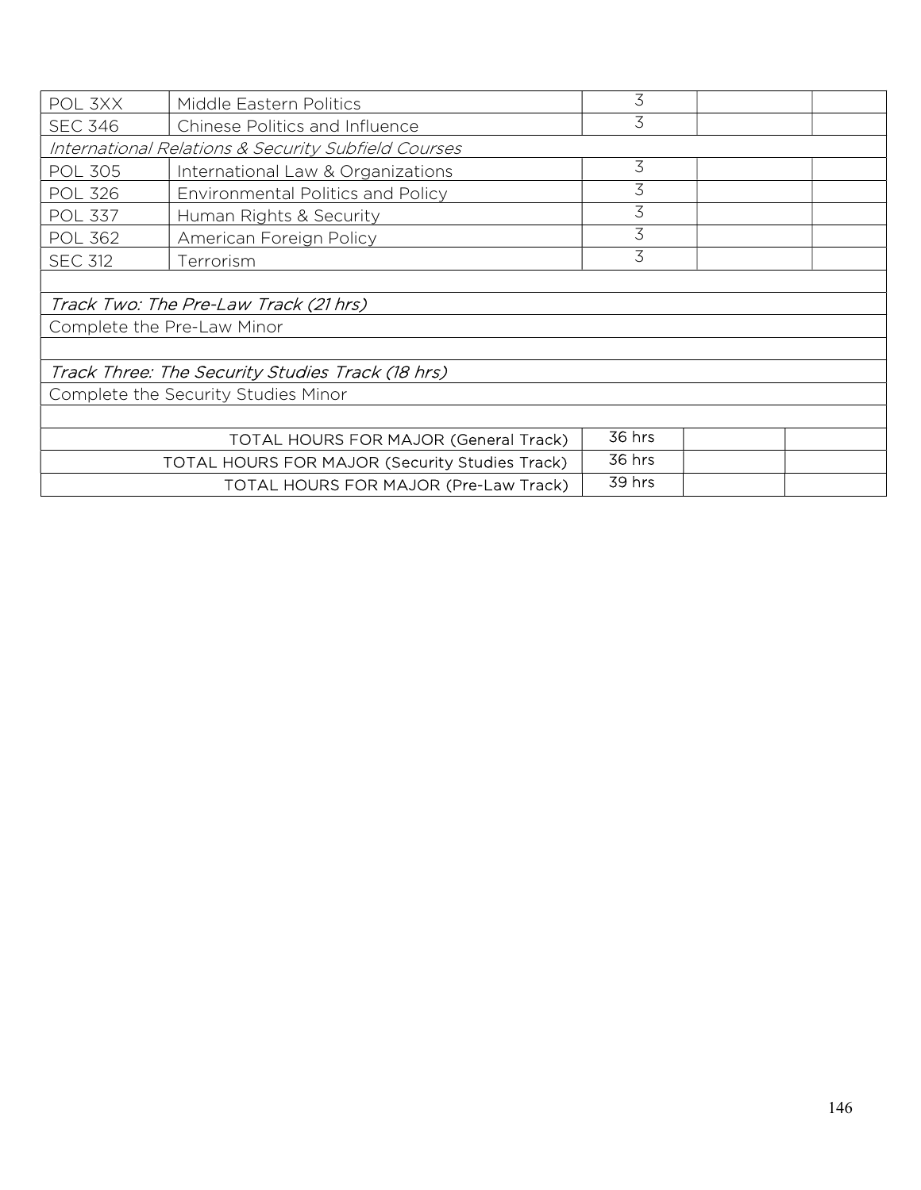| | | | | |
|---|---|---|---|---|
| POL 3XX | Middle Eastern Politics | 3 | | |
| SEC 346 | Chinese Politics and Influence | 3 | | |
| *International Relations & Security Subfield Courses* | | | | |
| POL 305 | International Law & Organizations | 3 | | |
| POL 326 | Environmental Politics and Policy | 3 | | |
| POL 337 | Human Rights & Security | 3 | | |
| POL 362 | American Foreign Policy | 3 | | |
| SEC 312 | Terrorism | 3 | | |
| | | | | |
| *Track Two: The Pre-Law Track (21 hrs)* | | | | |
| Complete the Pre-Law Minor | | | | |
| | | | | |
| *Track Three: The Security Studies Track (18 hrs)* | | | | |
| Complete the Security Studies Minor | | | | |
| | | | | |
| | TOTAL HOURS FOR MAJOR (General Track) | 36 hrs | | |
| | TOTAL HOURS FOR MAJOR (Security Studies Track) | 36 hrs | | |
| | TOTAL HOURS FOR MAJOR (Pre-Law Track) | 39 hrs | | |